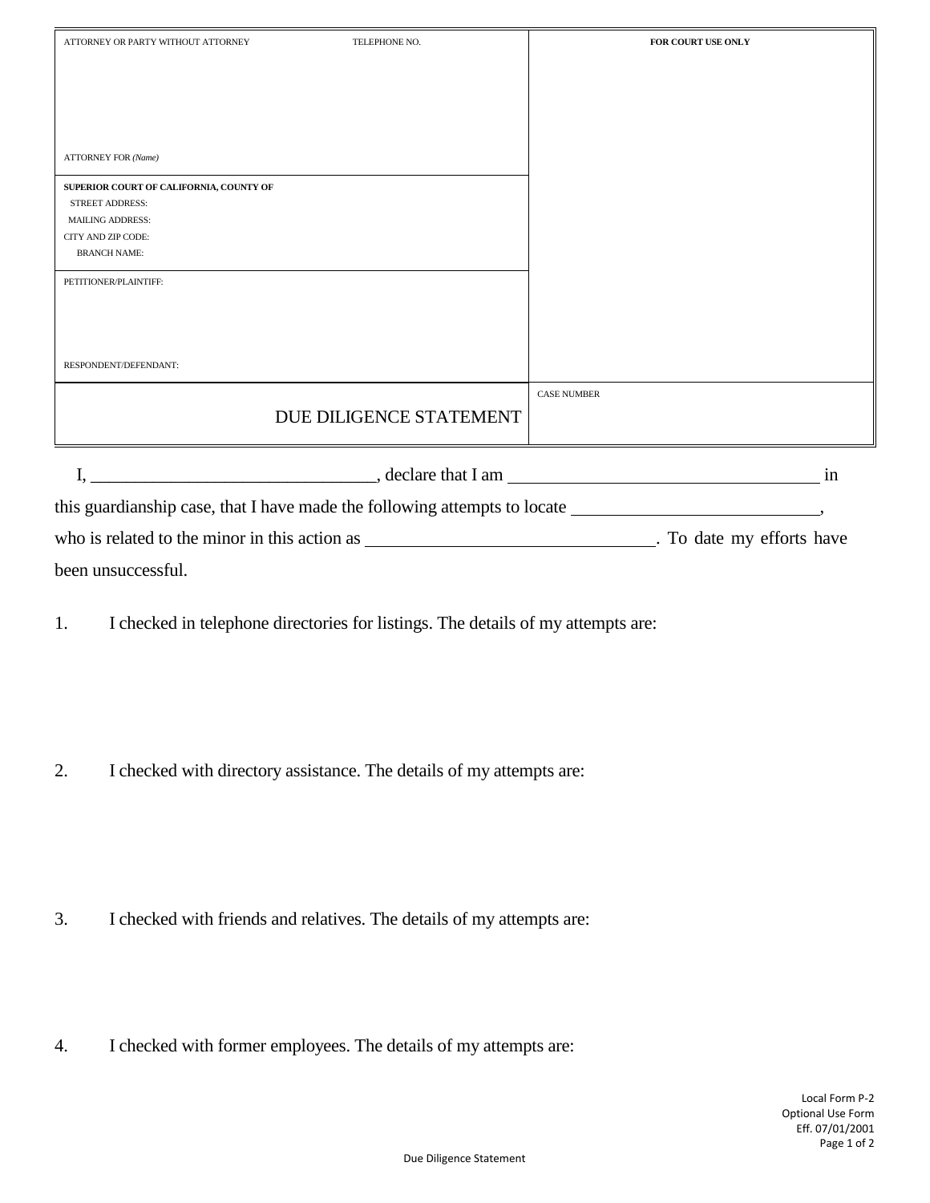| ATTORNEY OR PARTY WITHOUT ATTORNEY TELEPHONE NO. | FOR COURT USE ONLY |
| --- | --- |
| ATTORNEY FOR *(Name)* | |
| **SUPERIOR COURT OF CALIFORNIA, COUNTY OF**<br>STREET ADDRESS:<br>MAILING ADDRESS:<br>CITY AND ZIP CODE:<br>BRANCH NAME: | |
| PETITIONER/PLAINTIFF:<br><br>RESPONDENT/DEFENDANT: | |
| DUE DILIGENCE STATEMENT | CASE NUMBER |

I, ________________________________, declare that I am ___________________________________ in this guardianship case, that I have made the following attempts to locate ___________________________, who is related to the minor in this action as ________________________________. To date my efforts have been unsuccessful.

1. I checked in telephone directories for listings. The details of my attempts are:

2. I checked with directory assistance. The details of my attempts are:

3. I checked with friends and relatives. The details of my attempts are:

4. I checked with former employees. The details of my attempts are:

Local Form P-2
Optional Use Form
Eff. 07/01/2001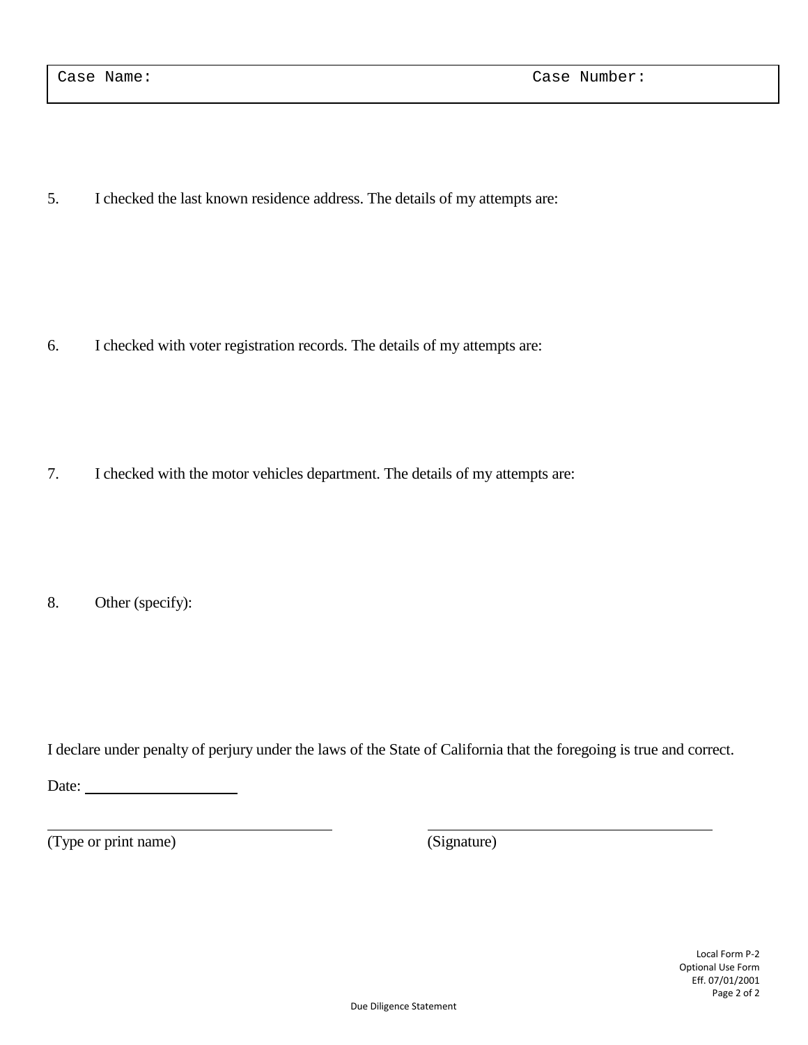| Case Name: | Case Number: |
| --- | --- |

5. I checked the last known residence address. The details of my attempts are:

6. I checked with voter registration records. The details of my attempts are:

7. I checked with the motor vehicles department. The details of my attempts are:

8. Other (specify):

I declare under penalty of perjury under the laws of the State of California that the foregoing is true and correct.

Date: ____________________

______________________________ ______________________________
(Type or print name) (Signature)

Local Form P-2
Optional Use Form
Eff. 07/01/2001

Due Diligence Statement